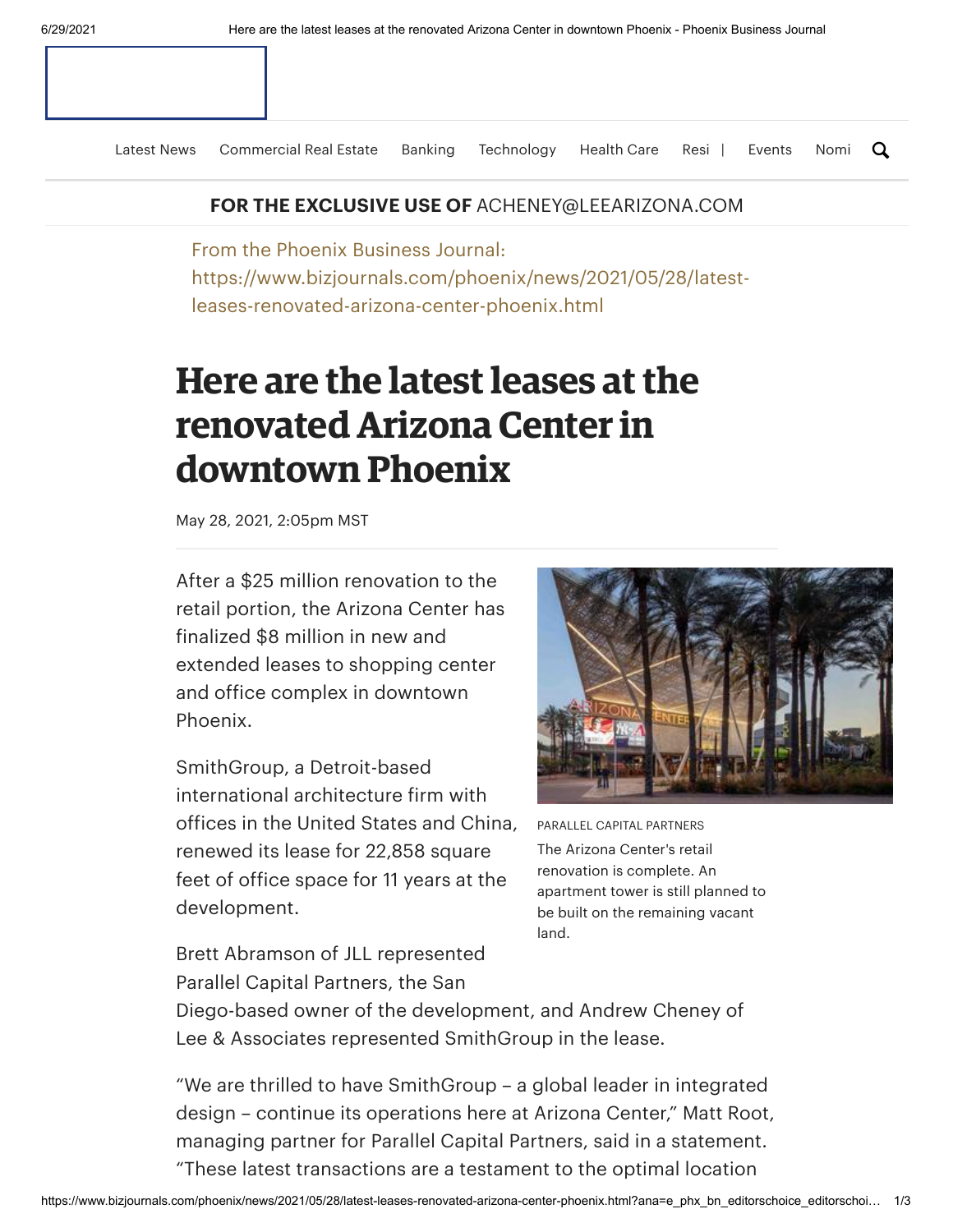FOR THE EXCLUSIVE USE OF ACHENEY@LEEARIZONA.COM

From the Phoenix Business Journal:
https://www.bizjournals.com/phoenix/news/2021/05/28/latest-leases-renovated-arizona-center-phoenix.html

# Here are the latest leases at the renovated Arizona Center in downtown Phoenix

May 28, 2021, 2:05pm MST

After a $25 million renovation to the retail portion, the Arizona Center has finalized $8 million in new and extended leases to shopping center and office complex in downtown Phoenix.

PARALLEL CAPITAL PARTNERS
The Arizona Center's retail renovation is complete. An apartment tower is still planned to be built on the remaining vacant land.

SmithGroup, a Detroit-based international architecture firm with offices in the United States and China, renewed its lease for 22,858 square feet of office space for 11 years at the development.

Brett Abramson of JLL represented Parallel Capital Partners, the San Diego-based owner of the development, and Andrew Cheney of Lee & Associates represented SmithGroup in the lease.

"We are thrilled to have SmithGroup – a global leader in integrated design – continue its operations here at Arizona Center," Matt Root, managing partner for Parallel Capital Partners, said in a statement. "These latest transactions are a testament to the optimal location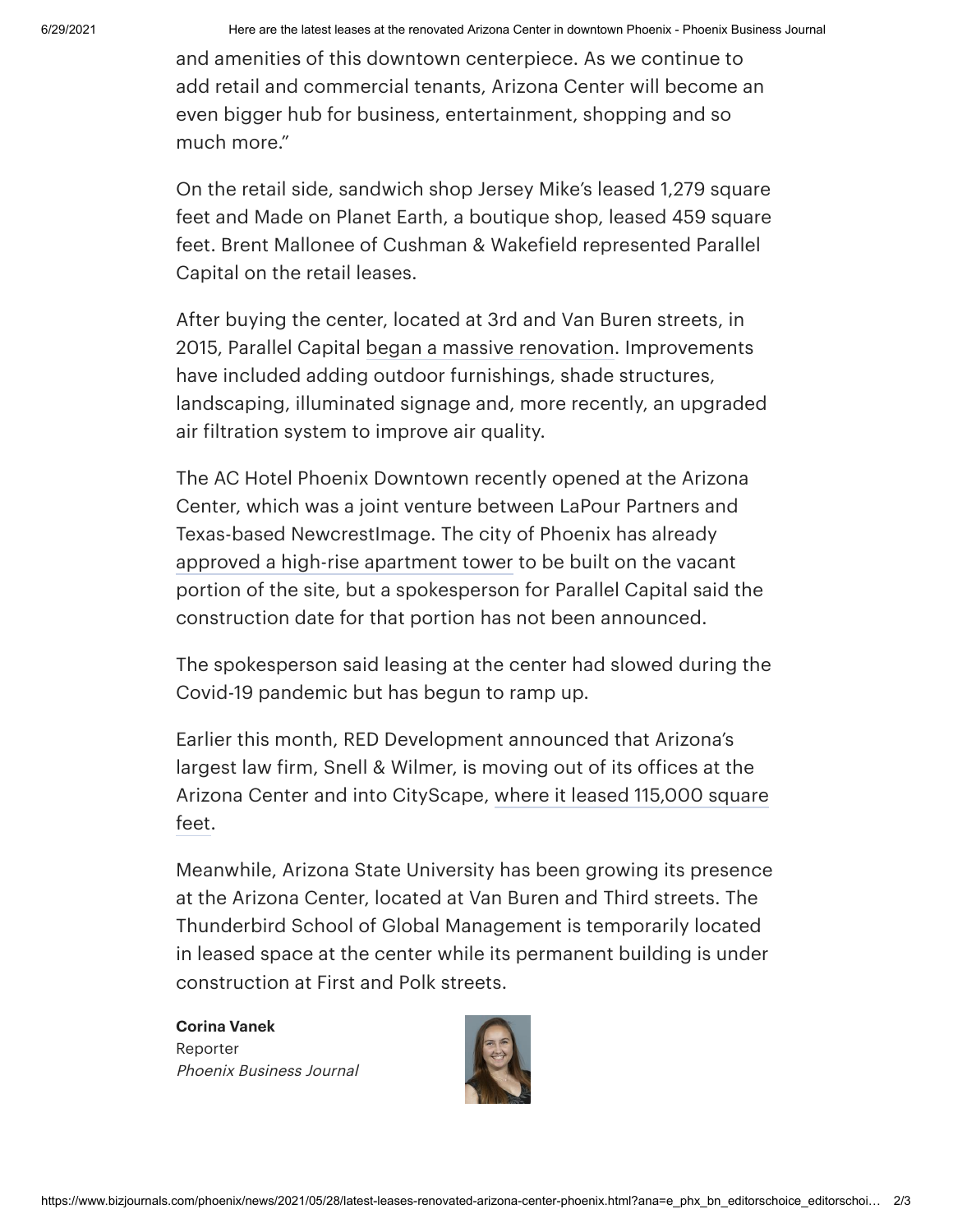and amenities of this downtown centerpiece. As we continue to add retail and commercial tenants, Arizona Center will become an even bigger hub for business, entertainment, shopping and so much more."

On the retail side, sandwich shop Jersey Mike's leased 1,279 square feet and Made on Planet Earth, a boutique shop, leased 459 square feet. Brent Mallonee of Cushman & Wakefield represented Parallel Capital on the retail leases.

After buying the center, located at 3rd and Van Buren streets, in 2015, Parallel Capital began a massive renovation. Improvements have included adding outdoor furnishings, shade structures, landscaping, illuminated signage and, more recently, an upgraded air filtration system to improve air quality.

The AC Hotel Phoenix Downtown recently opened at the Arizona Center, which was a joint venture between LaPour Partners and Texas-based NewcrestImage. The city of Phoenix has already approved a high-rise apartment tower to be built on the vacant portion of the site, but a spokesperson for Parallel Capital said the construction date for that portion has not been announced.

The spokesperson said leasing at the center had slowed during the Covid-19 pandemic but has begun to ramp up.

Earlier this month, RED Development announced that Arizona's largest law firm, Snell & Wilmer, is moving out of its offices at the Arizona Center and into CityScape, where it leased 115,000 square feet.

Meanwhile, Arizona State University has been growing its presence at the Arizona Center, located at Van Buren and Third streets. The Thunderbird School of Global Management is temporarily located in leased space at the center while its permanent building is under construction at First and Polk streets.

**Corina Vanek**
Reporter
*Phoenix Business Journal*